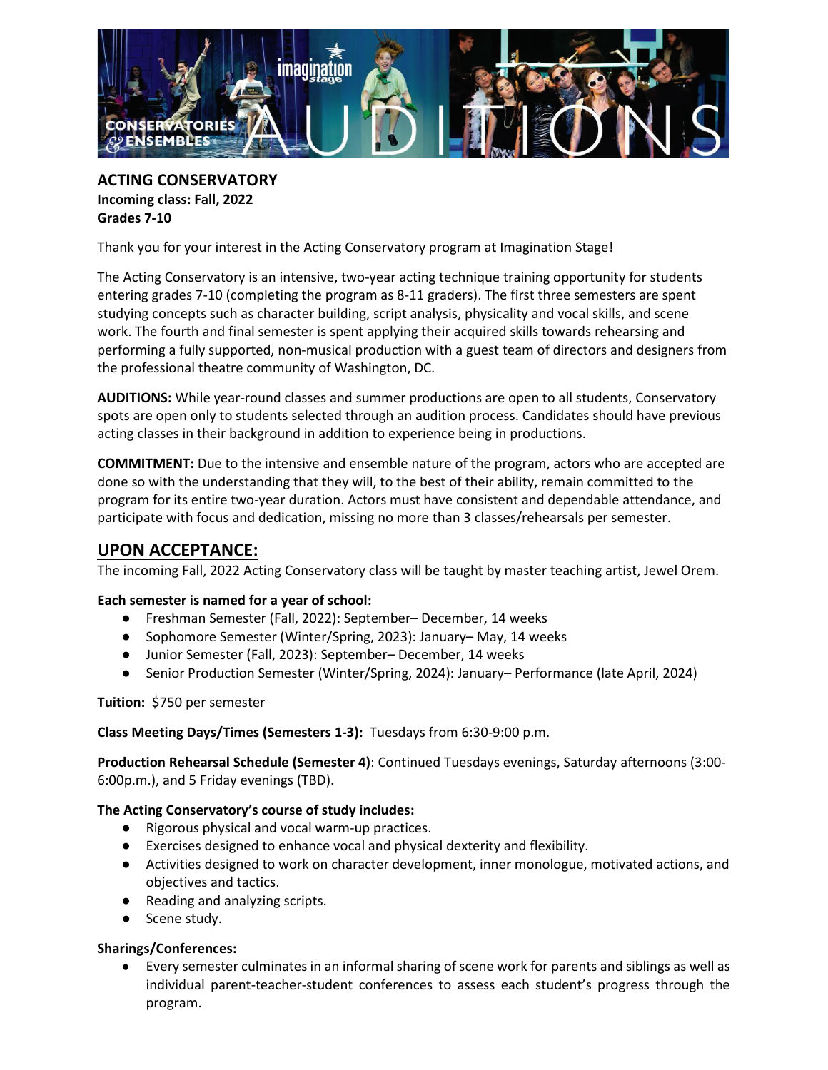## ACTING CONSERVATORY

**Incoming class: Fall, 2022**
**Grades 7-10**

Thank you for your interest in the Acting Conservatory program at Imagination Stage!

The Acting Conservatory is an intensive, two-year acting technique training opportunity for students entering grades 7-10 (completing the program as 8-11 graders). The first three semesters are spent studying concepts such as character building, script analysis, physicality and vocal skills, and scene work. The fourth and final semester is spent applying their acquired skills towards rehearsing and performing a fully supported, non-musical production with a guest team of directors and designers from the professional theatre community of Washington, DC.

**AUDITIONS:** While year-round classes and summer productions are open to all students, Conservatory spots are open only to students selected through an audition process. Candidates should have previous acting classes in their background in addition to experience being in productions.

**COMMITMENT:** Due to the intensive and ensemble nature of the program, actors who are accepted are done so with the understanding that they will, to the best of their ability, remain committed to the program for its entire two-year duration. Actors must have consistent and dependable attendance, and participate with focus and dedication, missing no more than 3 classes/rehearsals per semester.

## UPON ACCEPTANCE:

The incoming Fall, 2022 Acting Conservatory class will be taught by master teaching artist, Jewel Orem.

**Each semester is named for a year of school:**

- Freshman Semester (Fall, 2022): September– December, 14 weeks
- Sophomore Semester (Winter/Spring, 2023): January– May, 14 weeks
- Junior Semester (Fall, 2023): September– December, 14 weeks
- Senior Production Semester (Winter/Spring, 2024): January– Performance (late April, 2024)

**Tuition:** $750 per semester

**Class Meeting Days/Times (Semesters 1-3):** Tuesdays from 6:30-9:00 p.m.

**Production Rehearsal Schedule (Semester 4)**: Continued Tuesdays evenings, Saturday afternoons (3:00-6:00p.m.), and 5 Friday evenings (TBD).

**The Acting Conservatory's course of study includes:**

- Rigorous physical and vocal warm-up practices.
- Exercises designed to enhance vocal and physical dexterity and flexibility.
- Activities designed to work on character development, inner monologue, motivated actions, and objectives and tactics.
- Reading and analyzing scripts.
- Scene study.

**Sharings/Conferences:**

- Every semester culminates in an informal sharing of scene work for parents and siblings as well as individual parent-teacher-student conferences to assess each student's progress through the program.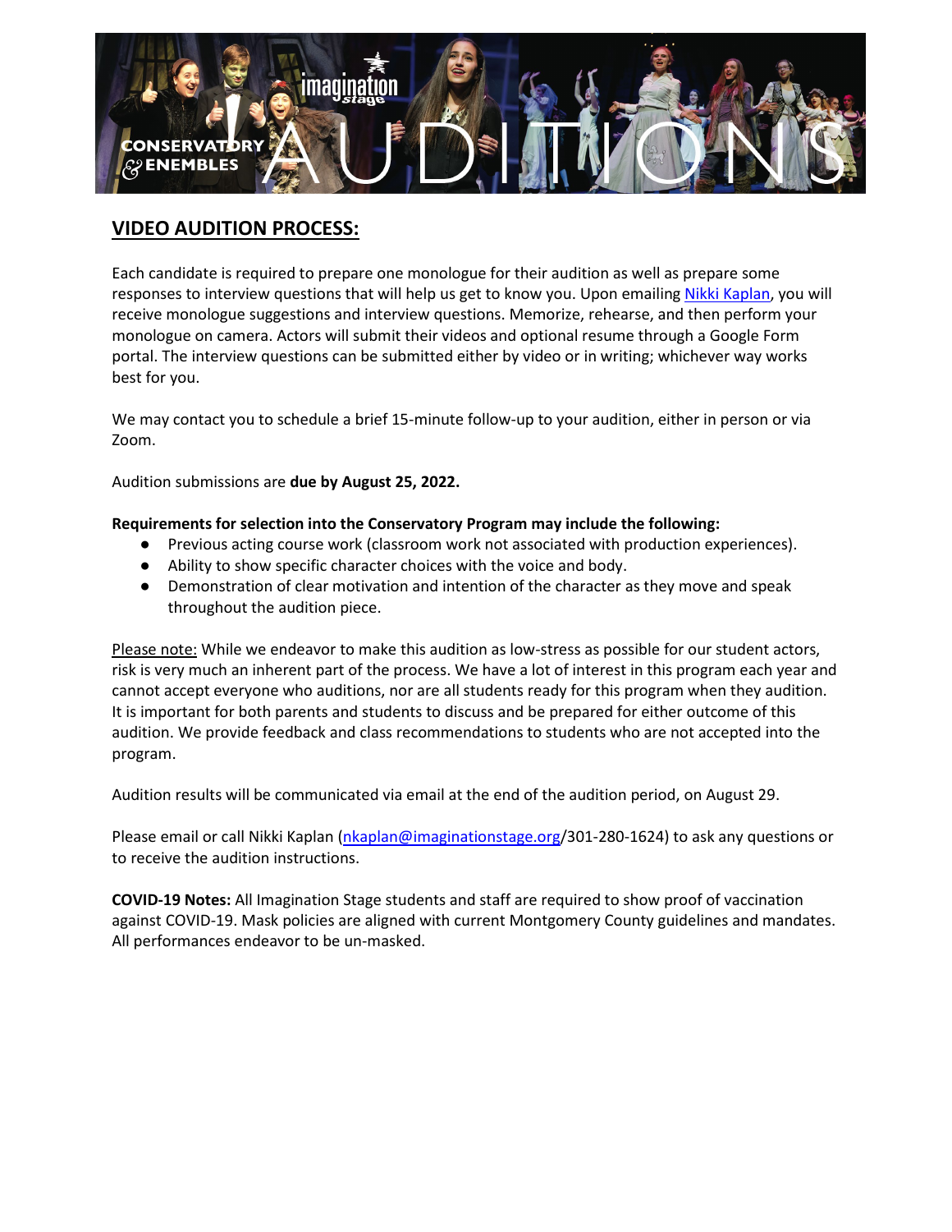## VIDEO AUDITION PROCESS:

Each candidate is required to prepare one monologue for their audition as well as prepare some responses to interview questions that will help us get to know you. Upon emailing Nikki Kaplan, you will receive monologue suggestions and interview questions. Memorize, rehearse, and then perform your monologue on camera. Actors will submit their videos and optional resume through a Google Form portal. The interview questions can be submitted either by video or in writing; whichever way works best for you.

We may contact you to schedule a brief 15-minute follow-up to your audition, either in person or via Zoom.

Audition submissions are **due by August 25, 2022.**

**Requirements for selection into the Conservatory Program may include the following:**

- Previous acting course work (classroom work not associated with production experiences).
- Ability to show specific character choices with the voice and body.
- Demonstration of clear motivation and intention of the character as they move and speak throughout the audition piece.

Please note: While we endeavor to make this audition as low-stress as possible for our student actors, risk is very much an inherent part of the process. We have a lot of interest in this program each year and cannot accept everyone who auditions, nor are all students ready for this program when they audition. It is important for both parents and students to discuss and be prepared for either outcome of this audition. We provide feedback and class recommendations to students who are not accepted into the program.

Audition results will be communicated via email at the end of the audition period, on August 29.

Please email or call Nikki Kaplan (nkaplan@imaginationstage.org/301-280-1624) to ask any questions or to receive the audition instructions.

**COVID-19 Notes:** All Imagination Stage students and staff are required to show proof of vaccination against COVID-19. Mask policies are aligned with current Montgomery County guidelines and mandates. All performances endeavor to be un-masked.